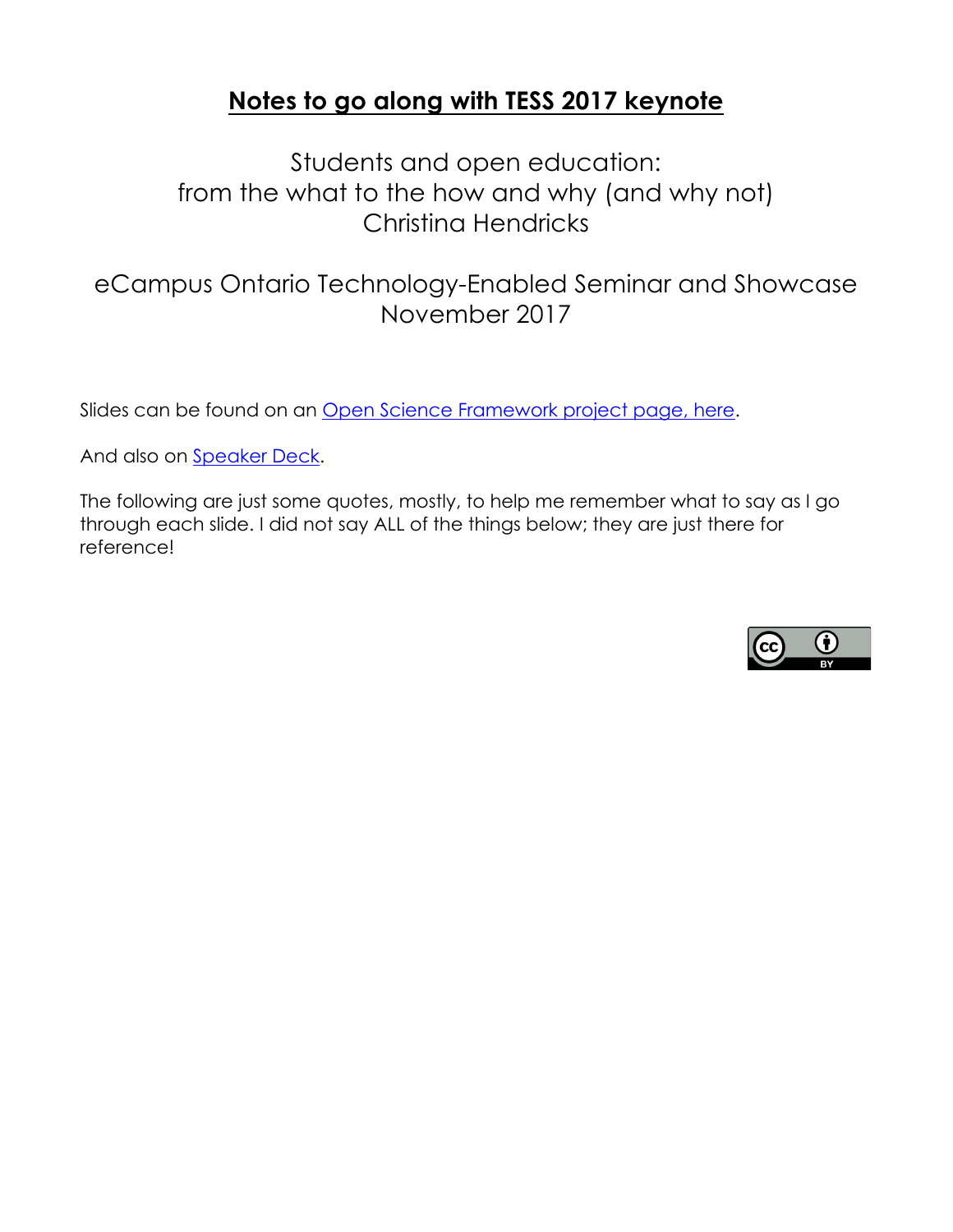# **Notes to go along with TESS 2017 keynote**

Students and open education:
from the what to the how and why (and why not)
Christina Hendricks

eCampus Ontario Technology-Enabled Seminar and Showcase
November 2017

Slides can be found on an Open Science Framework project page, here.

And also on Speaker Deck.

The following are just some quotes, mostly, to help me remember what to say as I go through each slide. I did not say ALL of the things below; they are just there for reference!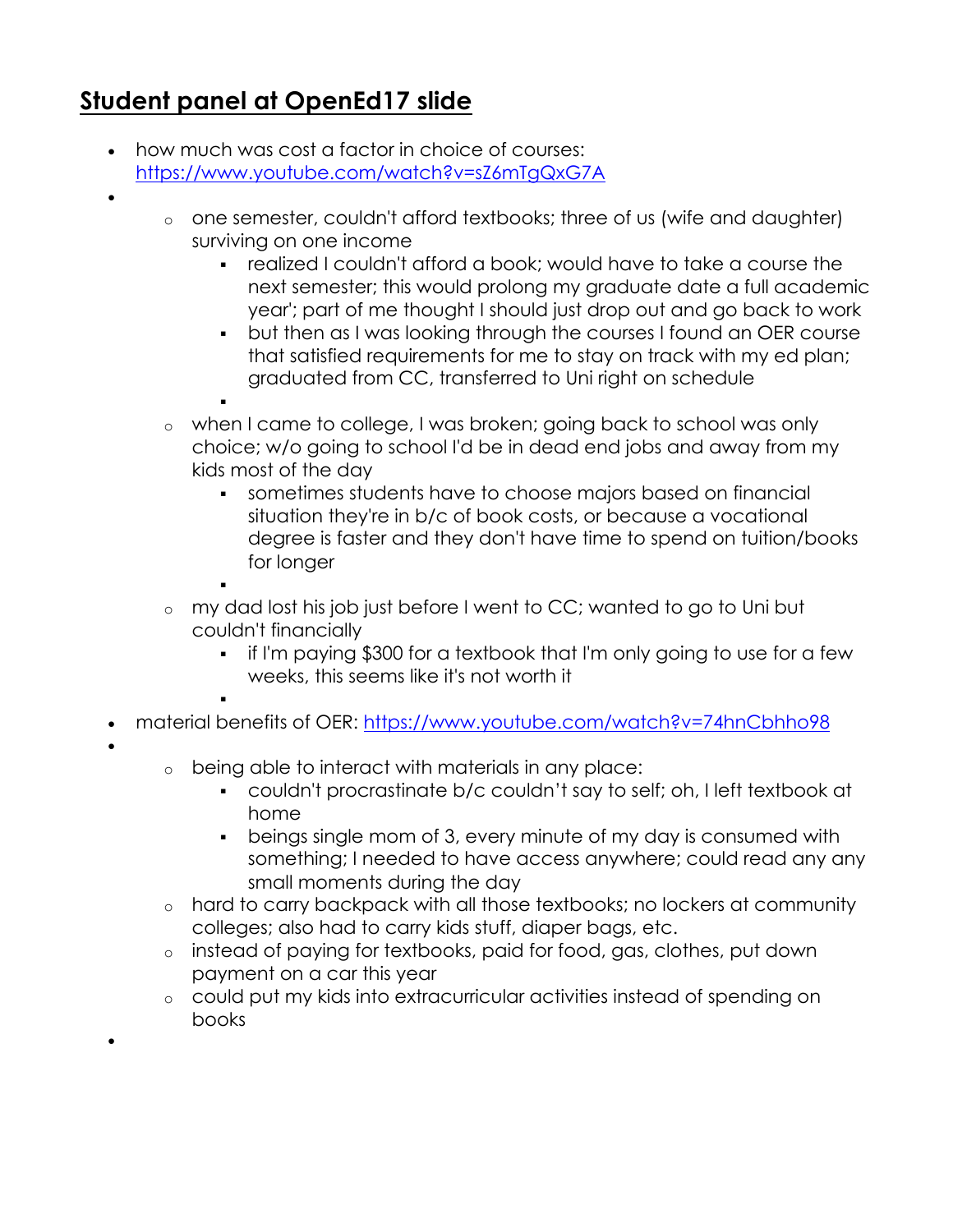## Student panel at OpenEd17 slide

- how much was cost a factor in choice of courses: https://www.youtube.com/watch?v=sZ6mTgQxG7A
- 
    - one semester, couldn't afford textbooks; three of us (wife and daughter) surviving on one income
        - realized I couldn't afford a book; would have to take a course the next semester; this would prolong my graduate date a full academic year'; part of me thought I should just drop out and go back to work
        - but then as I was looking through the courses I found an OER course that satisfied requirements for me to stay on track with my ed plan; graduated from CC, transferred to Uni right on schedule
        - 
    - when I came to college, I was broken; going back to school was only choice; w/o going to school I'd be in dead end jobs and away from my kids most of the day
        - sometimes students have to choose majors based on financial situation they're in b/c of book costs, or because a vocational degree is faster and they don't have time to spend on tuition/books for longer
        - 
    - my dad lost his job just before I went to CC; wanted to go to Uni but couldn't financially
        - if I'm paying $300 for a textbook that I'm only going to use for a few weeks, this seems like it's not worth it
        - 
- material benefits of OER: https://www.youtube.com/watch?v=74hnCbhho98
- 
    - being able to interact with materials in any place:
        - couldn't procrastinate b/c couldn't say to self; oh, I left textbook at home
        - beings single mom of 3, every minute of my day is consumed with something; I needed to have access anywhere; could read any any small moments during the day
    - hard to carry backpack with all those textbooks; no lockers at community colleges; also had to carry kids stuff, diaper bags, etc.
    - instead of paying for textbooks, paid for food, gas, clothes, put down payment on a car this year
    - could put my kids into extracurricular activities instead of spending on books
-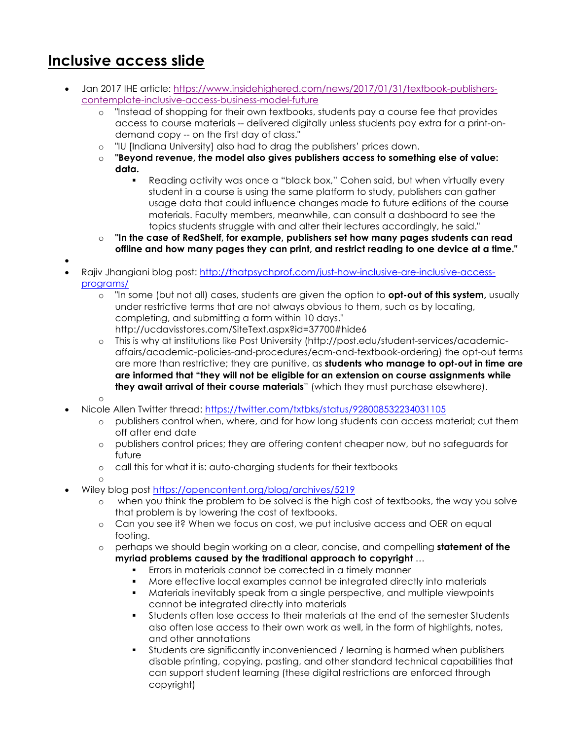# Inclusive access slide

- Jan 2017 IHE article: [https://www.insidehighered.com/news/2017/01/31/textbook-publishers-contemplate-inclusive-access-business-model-future](https://www.insidehighered.com/news/2017/01/31/textbook-publishers-contemplate-inclusive-access-business-model-future)
    - "Instead of shopping for their own textbooks, students pay a course fee that provides access to course materials -- delivered digitally unless students pay extra for a print-on-demand copy -- on the first day of class."
    - "IU [Indiana University] also had to drag the publishers' prices down.
    - **"Beyond revenue, the model also gives publishers access to something else of value: data.**
        - Reading activity was once a "black box," Cohen said, but when virtually every student in a course is using the same platform to study, publishers can gather usage data that could influence changes made to future editions of the course materials. Faculty members, meanwhile, can consult a dashboard to see the topics students struggle with and alter their lectures accordingly, he said."
    - **"In the case of RedShelf, for example, publishers set how many pages students can read offline and how many pages they can print, and restrict reading to one device at a time."**
-
- Rajiv Jhangiani blog post: [http://thatpsychprof.com/just-how-inclusive-are-inclusive-access-programs/](http://thatpsychprof.com/just-how-inclusive-are-inclusive-access-programs/)
    - "In some (but not all) cases, students are given the option to **opt-out of this system,** usually under restrictive terms that are not always obvious to them, such as by locating, completing, and submitting a form within 10 days." http://ucdavisstores.com/SiteText.aspx?id=37700#hide6
    - This is why at institutions like Post University (http://post.edu/student-services/academic-affairs/academic-policies-and-procedures/ecm-and-textbook-ordering) the opt-out terms are more than restrictive; they are punitive, as **students who manage to opt-out in time are are informed that "they will not be eligible for an extension on course assignments while they await arrival of their course materials**" (which they must purchase elsewhere).
    -
- Nicole Allen Twitter thread: [https://twitter.com/txtbks/status/928008532234031105](https://twitter.com/txtbks/status/928008532234031105)
    - publishers control when, where, and for how long students can access material; cut them off after end date
    - publishers control prices; they are offering content cheaper now, but no safeguards for future
    - call this for what it is: auto-charging students for their textbooks
    -
- Wiley blog post [https://opencontent.org/blog/archives/5219](https://opencontent.org/blog/archives/5219)
    - when you think the problem to be solved is the high cost of textbooks, the way you solve that problem is by lowering the cost of textbooks.
    - Can you see it? When we focus on cost, we put inclusive access and OER on equal footing.
    - perhaps we should begin working on a clear, concise, and compelling **statement of the myriad problems caused by the traditional approach to copyright** …
        - Errors in materials cannot be corrected in a timely manner
        - More effective local examples cannot be integrated directly into materials
        - Materials inevitably speak from a single perspective, and multiple viewpoints cannot be integrated directly into materials
        - Students often lose access to their materials at the end of the semester Students also often lose access to their own work as well, in the form of highlights, notes, and other annotations
        - Students are significantly inconvenienced / learning is harmed when publishers disable printing, copying, pasting, and other standard technical capabilities that can support student learning (these digital restrictions are enforced through copyright)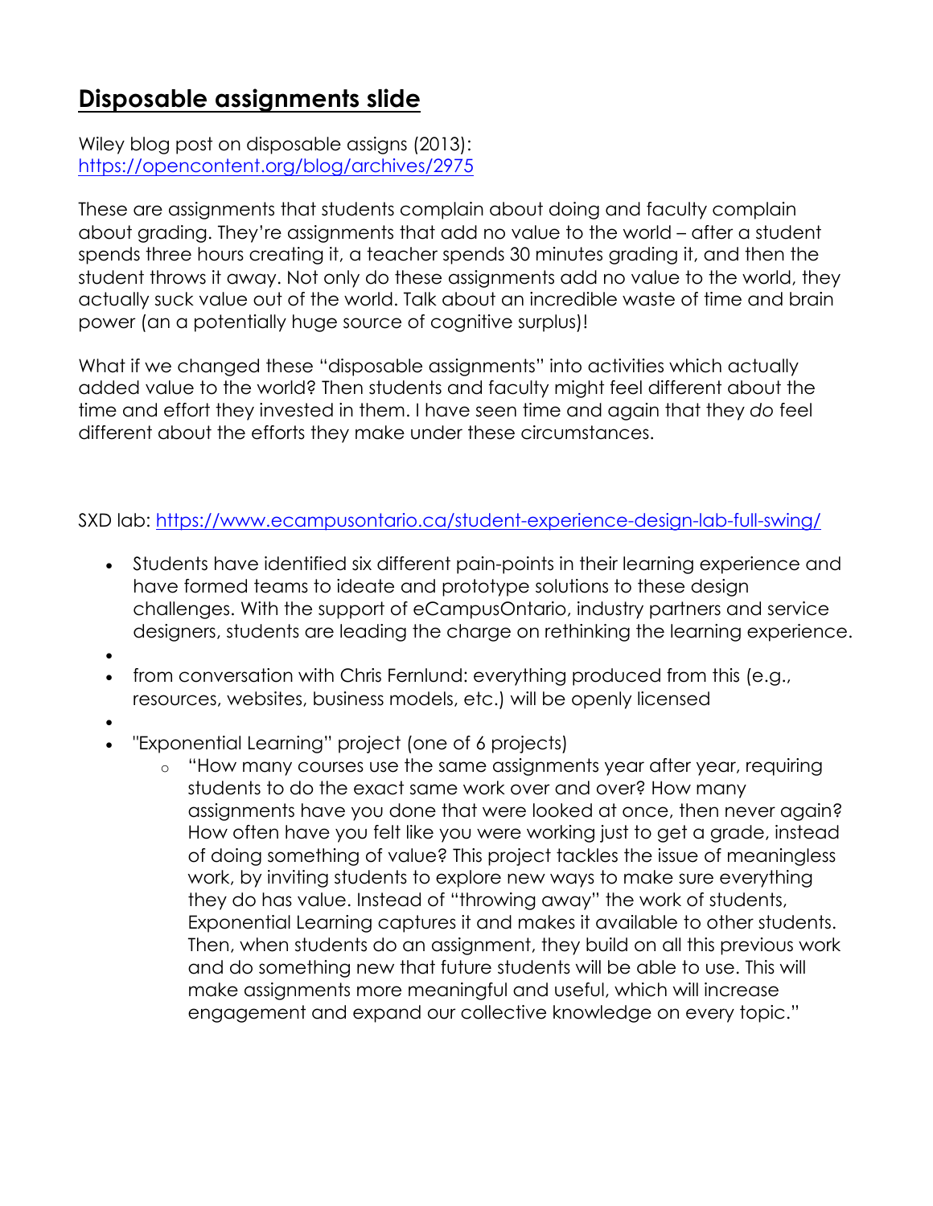## Disposable assignments slide

Wiley blog post on disposable assigns (2013): https://opencontent.org/blog/archives/2975

These are assignments that students complain about doing and faculty complain about grading. They're assignments that add no value to the world – after a student spends three hours creating it, a teacher spends 30 minutes grading it, and then the student throws it away. Not only do these assignments add no value to the world, they actually suck value out of the world. Talk about an incredible waste of time and brain power (an a potentially huge source of cognitive surplus)!

What if we changed these "disposable assignments" into activities which actually added value to the world? Then students and faculty might feel different about the time and effort they invested in them. I have seen time and again that they *do* feel different about the efforts they make under these circumstances.

SXD lab: https://www.ecampusontario.ca/student-experience-design-lab-full-swing/

- Students have identified six different pain-points in their learning experience and have formed teams to ideate and prototype solutions to these design challenges. With the support of eCampusOntario, industry partners and service designers, students are leading the charge on rethinking the learning experience.
- 
- from conversation with Chris Fernlund: everything produced from this (e.g., resources, websites, business models, etc.) will be openly licensed
- 
- "Exponential Learning" project (one of 6 projects)
  - "How many courses use the same assignments year after year, requiring students to do the exact same work over and over? How many assignments have you done that were looked at once, then never again? How often have you felt like you were working just to get a grade, instead of doing something of value? This project tackles the issue of meaningless work, by inviting students to explore new ways to make sure everything they do has value. Instead of "throwing away" the work of students, Exponential Learning captures it and makes it available to other students. Then, when students do an assignment, they build on all this previous work and do something new that future students will be able to use. This will make assignments more meaningful and useful, which will increase engagement and expand our collective knowledge on every topic."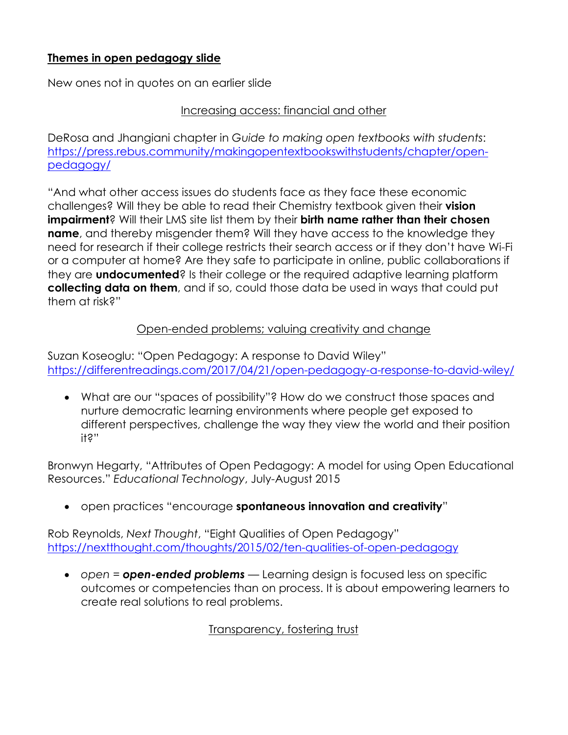**<u>Themes in open pedagogy slide</u>**

New ones not in quotes on an earlier slide

<u>Increasing access: financial and other</u>

DeRosa and Jhangiani chapter in *Guide to making open textbooks with students*: https://press.rebus.community/makingopentextbookswithstudents/chapter/open-pedagogy/

"And what other access issues do students face as they face these economic challenges? Will they be able to read their Chemistry textbook given their **vision impairment**? Will their LMS site list them by their **birth name rather than their chosen name**, and thereby misgender them? Will they have access to the knowledge they need for research if their college restricts their search access or if they don't have Wi-Fi or a computer at home? Are they safe to participate in online, public collaborations if they are **undocumented**? Is their college or the required adaptive learning platform **collecting data on them**, and if so, could those data be used in ways that could put them at risk?"

<u>Open-ended problems; valuing creativity and change</u>

Suzan Koseoglu: "Open Pedagogy: A response to David Wiley" https://differentreadings.com/2017/04/21/open-pedagogy-a-response-to-david-wiley/

- What are our "spaces of possibility"? How do we construct those spaces and nurture democratic learning environments where people get exposed to different perspectives, challenge the way they view the world and their position it?"

Bronwyn Hegarty, "Attributes of Open Pedagogy: A model for using Open Educational Resources." *Educational Technology*, July-August 2015

- open practices "encourage **spontaneous innovation and creativity**"

Rob Reynolds, *Next Thought*, "Eight Qualities of Open Pedagogy" https://nextthought.com/thoughts/2015/02/ten-qualities-of-open-pedagogy

- *open* = ***open-ended problems*** — Learning design is focused less on specific outcomes or competencies than on process. It is about empowering learners to create real solutions to real problems.

<u>Transparency, fostering trust</u>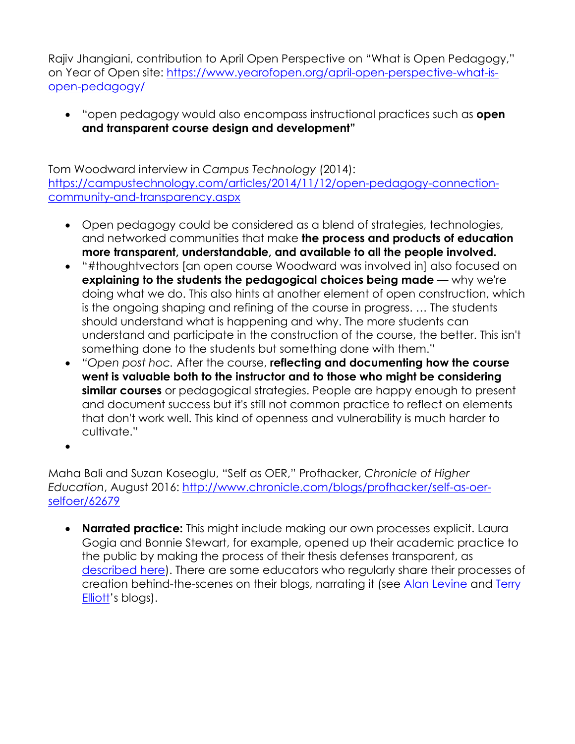Rajiv Jhangiani, contribution to April Open Perspective on "What is Open Pedagogy," on Year of Open site: [https://www.yearofopen.org/april-open-perspective-what-is-open-pedagogy/](https://www.yearofopen.org/april-open-perspective-what-is-open-pedagogy/)

- "open pedagogy would also encompass instructional practices such as **open and transparent course design and development"**

Tom Woodward interview in *Campus Technology* (2014): [https://campustechnology.com/articles/2014/11/12/open-pedagogy-connection-community-and-transparency.aspx](https://campustechnology.com/articles/2014/11/12/open-pedagogy-connection-community-and-transparency.aspx)

- Open pedagogy could be considered as a blend of strategies, technologies, and networked communities that make **the process and products of education more transparent, understandable, and available to all the people involved.**
- "#thoughtvectors [an open course Woodward was involved in] also focused on **explaining to the students the pedagogical choices being made** — why we're doing what we do. This also hints at another element of open construction, which is the ongoing shaping and refining of the course in progress. … The students should understand what is happening and why. The more students can understand and participate in the construction of the course, the better. This isn't something done to the students but something done with them."
- "*Open post hoc.* After the course, **reflecting and documenting how the course went is valuable both to the instructor and to those who might be considering similar courses** or pedagogical strategies. People are happy enough to present and document success but it's still not common practice to reflect on elements that don't work well. This kind of openness and vulnerability is much harder to cultivate."
- 

Maha Bali and Suzan Koseoglu, "Self as OER," Profhacker, *Chronicle of Higher Education*, August 2016: [http://www.chronicle.com/blogs/profhacker/self-as-oer-selfoer/62679](http://www.chronicle.com/blogs/profhacker/self-as-oer-selfoer/62679)

- **Narrated practice:** This might include making our own processes explicit. Laura Gogia and Bonnie Stewart, for example, opened up their academic practice to the public by making the process of their thesis defenses transparent, as described here). There are some educators who regularly share their processes of creation behind-the-scenes on their blogs, narrating it (see Alan Levine and Terry Elliott's blogs).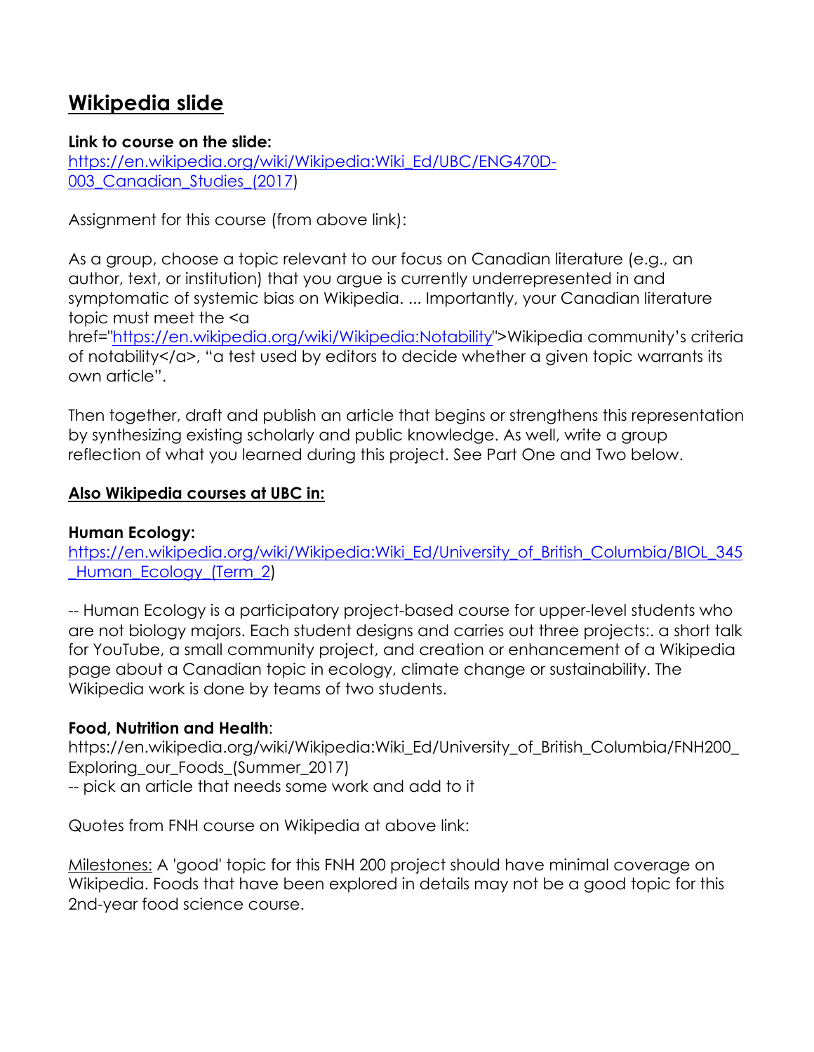# Wikipedia slide

**Link to course on the slide:**
[https://en.wikipedia.org/wiki/Wikipedia:Wiki_Ed/UBC/ENG470D-003_Canadian_Studies_(2017](https://en.wikipedia.org/wiki/Wikipedia:Wiki_Ed/UBC/ENG470D-003_Canadian_Studies_(2017))

Assignment for this course (from above link):

As a group, choose a topic relevant to our focus on Canadian literature (e.g., an author, text, or institution) that you argue is currently underrepresented in and symptomatic of systemic bias on Wikipedia. ... Importantly, your Canadian literature topic must meet the <a href="https://en.wikipedia.org/wiki/Wikipedia:Notability">Wikipedia community's criteria of notability</a>, "a test used by editors to decide whether a given topic warrants its own article".

Then together, draft and publish an article that begins or strengthens this representation by synthesizing existing scholarly and public knowledge. As well, write a group reflection of what you learned during this project. See Part One and Two below.

## Also Wikipedia courses at UBC in:

**Human Ecology:**
[https://en.wikipedia.org/wiki/Wikipedia:Wiki_Ed/University_of_British_Columbia/BIOL_345_Human_Ecology_(Term_2](https://en.wikipedia.org/wiki/Wikipedia:Wiki_Ed/University_of_British_Columbia/BIOL_345_Human_Ecology_(Term_2))

-- Human Ecology is a participatory project-based course for upper-level students who are not biology majors. Each student designs and carries out three projects:. a short talk for YouTube, a small community project, and creation or enhancement of a Wikipedia page about a Canadian topic in ecology, climate change or sustainability. The Wikipedia work is done by teams of two students.

**Food, Nutrition and Health**:
https://en.wikipedia.org/wiki/Wikipedia:Wiki_Ed/University_of_British_Columbia/FNH200_Exploring_our_Foods_(Summer_2017)
-- pick an article that needs some work and add to it

Quotes from FNH course on Wikipedia at above link:

Milestones: A 'good' topic for this FNH 200 project should have minimal coverage on Wikipedia. Foods that have been explored in details may not be a good topic for this 2nd-year food science course.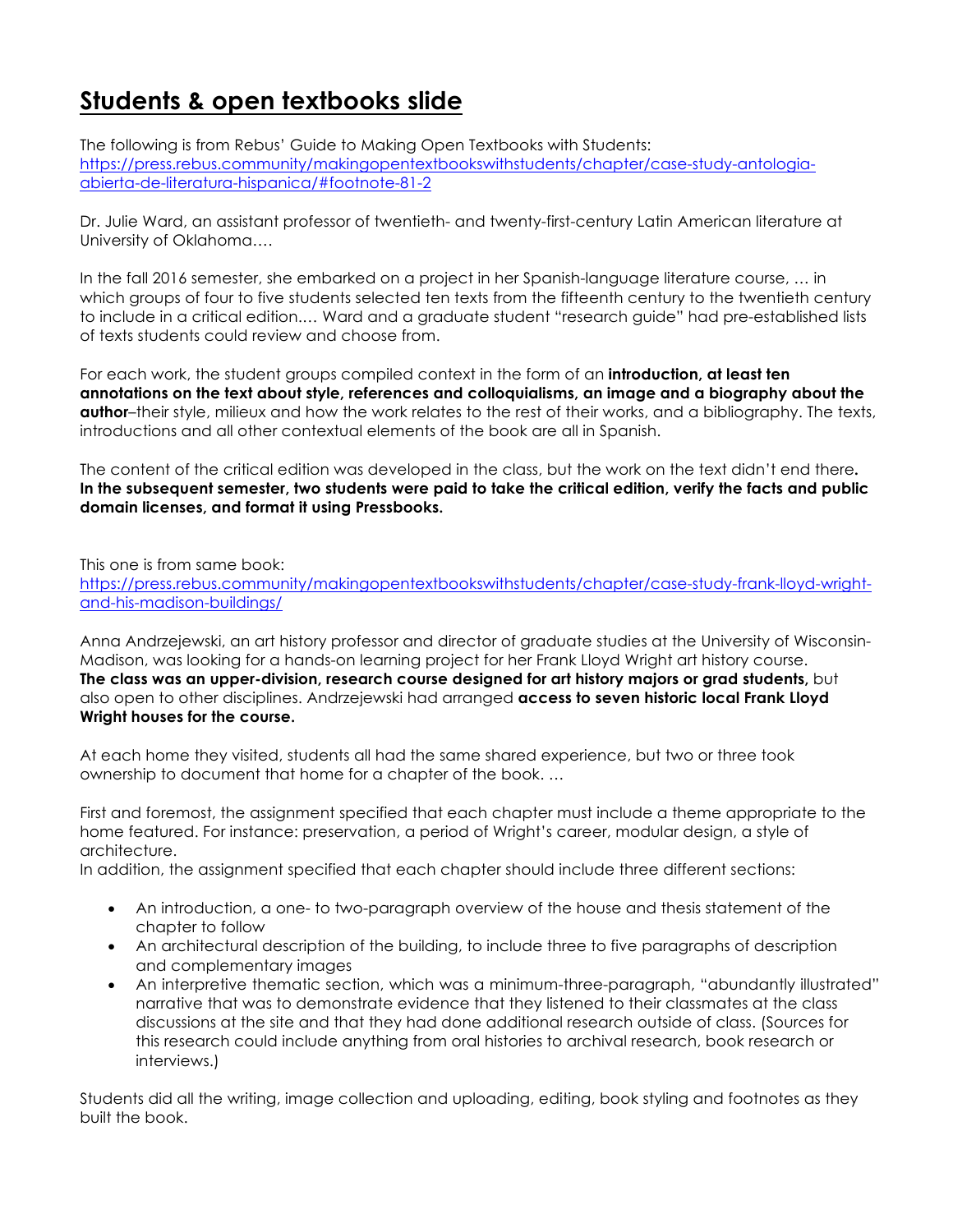# Students & open textbooks slide

The following is from Rebus' Guide to Making Open Textbooks with Students: [https://press.rebus.community/makingopentextbookswithstudents/chapter/case-study-antologia-abierta-de-literatura-hispanica/#footnote-81-2](https://press.rebus.community/makingopentextbookswithstudents/chapter/case-study-antologia-abierta-de-literatura-hispanica/#footnote-81-2)

Dr. Julie Ward, an assistant professor of twentieth- and twenty-first-century Latin American literature at University of Oklahoma….

In the fall 2016 semester, she embarked on a project in her Spanish-language literature course, … in which groups of four to five students selected ten texts from the fifteenth century to the twentieth century to include in a critical edition.… Ward and a graduate student "research guide" had pre-established lists of texts students could review and choose from.

For each work, the student groups compiled context in the form of an **introduction, at least ten annotations on the text about style, references and colloquialisms, an image and a biography about the author**–their style, milieux and how the work relates to the rest of their works, and a bibliography. The texts, introductions and all other contextual elements of the book are all in Spanish.

The content of the critical edition was developed in the class, but the work on the text didn't end there**. In the subsequent semester, two students were paid to take the critical edition, verify the facts and public domain licenses, and format it using Pressbooks.**

This one is from same book: [https://press.rebus.community/makingopentextbookswithstudents/chapter/case-study-frank-lloyd-wright-and-his-madison-buildings/](https://press.rebus.community/makingopentextbookswithstudents/chapter/case-study-frank-lloyd-wright-and-his-madison-buildings/)

Anna Andrzejewski, an art history professor and director of graduate studies at the University of Wisconsin-Madison, was looking for a hands-on learning project for her Frank Lloyd Wright art history course. **The class was an upper-division, research course designed for art history majors or grad students,** but also open to other disciplines. Andrzejewski had arranged **access to seven historic local Frank Lloyd Wright houses for the course.**

At each home they visited, students all had the same shared experience, but two or three took ownership to document that home for a chapter of the book. …

First and foremost, the assignment specified that each chapter must include a theme appropriate to the home featured. For instance: preservation, a period of Wright's career, modular design, a style of architecture.
In addition, the assignment specified that each chapter should include three different sections:

- An introduction, a one- to two-paragraph overview of the house and thesis statement of the chapter to follow
- An architectural description of the building, to include three to five paragraphs of description and complementary images
- An interpretive thematic section, which was a minimum-three-paragraph, "abundantly illustrated" narrative that was to demonstrate evidence that they listened to their classmates at the class discussions at the site and that they had done additional research outside of class. (Sources for this research could include anything from oral histories to archival research, book research or interviews.)

Students did all the writing, image collection and uploading, editing, book styling and footnotes as they built the book.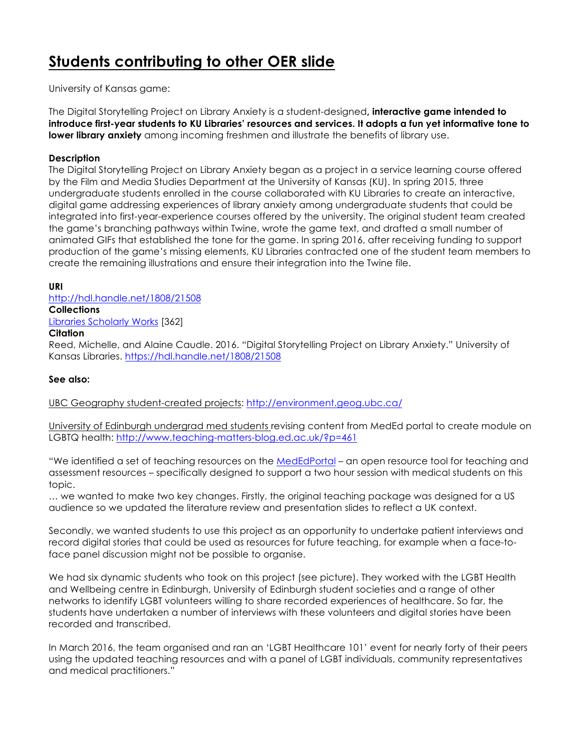# Students contributing to other OER slide

University of Kansas game:

The Digital Storytelling Project on Library Anxiety is a student-designed**, interactive game intended to introduce first-year students to KU Libraries' resources and services. It adopts a fun yet informative tone to lower library anxiety** among incoming freshmen and illustrate the benefits of library use.

**Description**
The Digital Storytelling Project on Library Anxiety began as a project in a service learning course offered by the Film and Media Studies Department at the University of Kansas (KU). In spring 2015, three undergraduate students enrolled in the course collaborated with KU Libraries to create an interactive, digital game addressing experiences of library anxiety among undergraduate students that could be integrated into first-year-experience courses offered by the university. The original student team created the game's branching pathways within Twine, wrote the game text, and drafted a small number of animated GIFs that established the tone for the game. In spring 2016, after receiving funding to support production of the game's missing elements, KU Libraries contracted one of the student team members to create the remaining illustrations and ensure their integration into the Twine file.

**URI**
http://hdl.handle.net/1808/21508
**Collections**
Libraries Scholarly Works [362]
**Citation**
Reed, Michelle, and Alaine Caudle. 2016. "Digital Storytelling Project on Library Anxiety." University of Kansas Libraries. https://hdl.handle.net/1808/21508

**See also:**

UBC Geography student-created projects: http://environment.geog.ubc.ca/

University of Edinburgh undergrad med students revising content from MedEd portal to create module on LGBTQ health: http://www.teaching-matters-blog.ed.ac.uk/?p=461

"We identified a set of teaching resources on the MedEdPortal – an open resource tool for teaching and assessment resources – specifically designed to support a two hour session with medical students on this topic.
… we wanted to make two key changes. Firstly, the original teaching package was designed for a US audience so we updated the literature review and presentation slides to reflect a UK context.

Secondly, we wanted students to use this project as an opportunity to undertake patient interviews and record digital stories that could be used as resources for future teaching, for example when a face-to-face panel discussion might not be possible to organise.

We had six dynamic students who took on this project (see picture). They worked with the LGBT Health and Wellbeing centre in Edinburgh, University of Edinburgh student societies and a range of other networks to identify LGBT volunteers willing to share recorded experiences of healthcare. So far, the students have undertaken a number of interviews with these volunteers and digital stories have been recorded and transcribed.

In March 2016, the team organised and ran an 'LGBT Healthcare 101' event for nearly forty of their peers using the updated teaching resources and with a panel of LGBT individuals, community representatives and medical practitioners."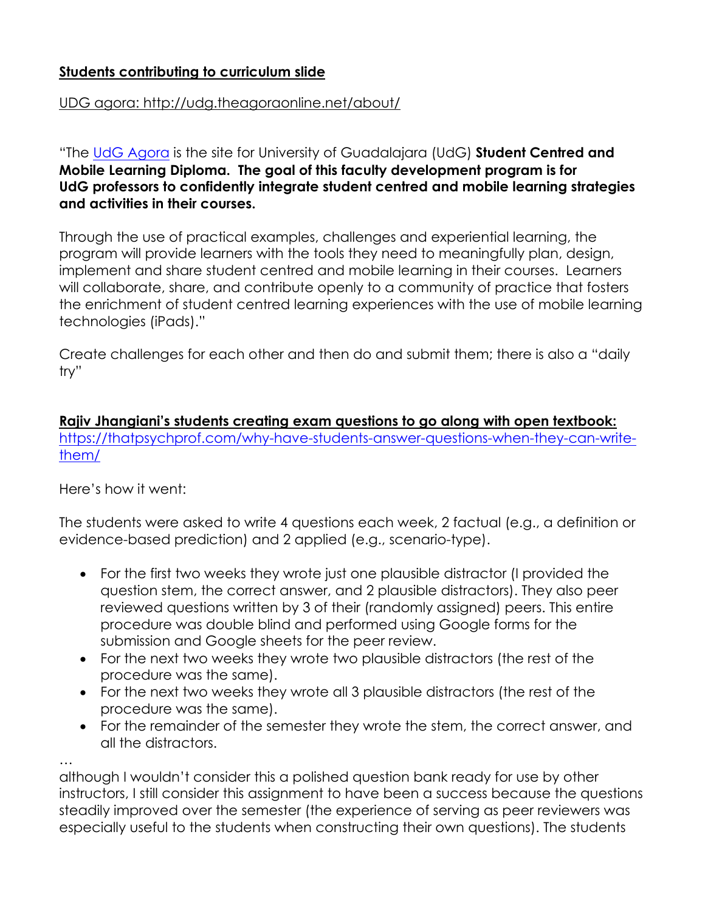**Students contributing to curriculum slide**

UDG agora: http://udg.theagoraonline.net/about/

"The UdG Agora is the site for University of Guadalajara (UdG) **Student Centred and Mobile Learning Diploma. The goal of this faculty development program is for UdG professors to confidently integrate student centred and mobile learning strategies and activities in their courses.**

Through the use of practical examples, challenges and experiential learning, the program will provide learners with the tools they need to meaningfully plan, design, implement and share student centred and mobile learning in their courses. Learners will collaborate, share, and contribute openly to a community of practice that fosters the enrichment of student centred learning experiences with the use of mobile learning technologies (iPads)."

Create challenges for each other and then do and submit them; there is also a "daily try"

**Rajiv Jhangiani's students creating exam questions to go along with open textbook:**
https://thatpsychprof.com/why-have-students-answer-questions-when-they-can-write-them/

Here's how it went:

The students were asked to write 4 questions each week, 2 factual (e.g., a definition or evidence-based prediction) and 2 applied (e.g., scenario-type).

- For the first two weeks they wrote just one plausible distractor (I provided the question stem, the correct answer, and 2 plausible distractors). They also peer reviewed questions written by 3 of their (randomly assigned) peers. This entire procedure was double blind and performed using Google forms for the submission and Google sheets for the peer review.
- For the next two weeks they wrote two plausible distractors (the rest of the procedure was the same).
- For the next two weeks they wrote all 3 plausible distractors (the rest of the procedure was the same).
- For the remainder of the semester they wrote the stem, the correct answer, and all the distractors.

…
although I wouldn't consider this a polished question bank ready for use by other instructors, I still consider this assignment to have been a success because the questions steadily improved over the semester (the experience of serving as peer reviewers was especially useful to the students when constructing their own questions). The students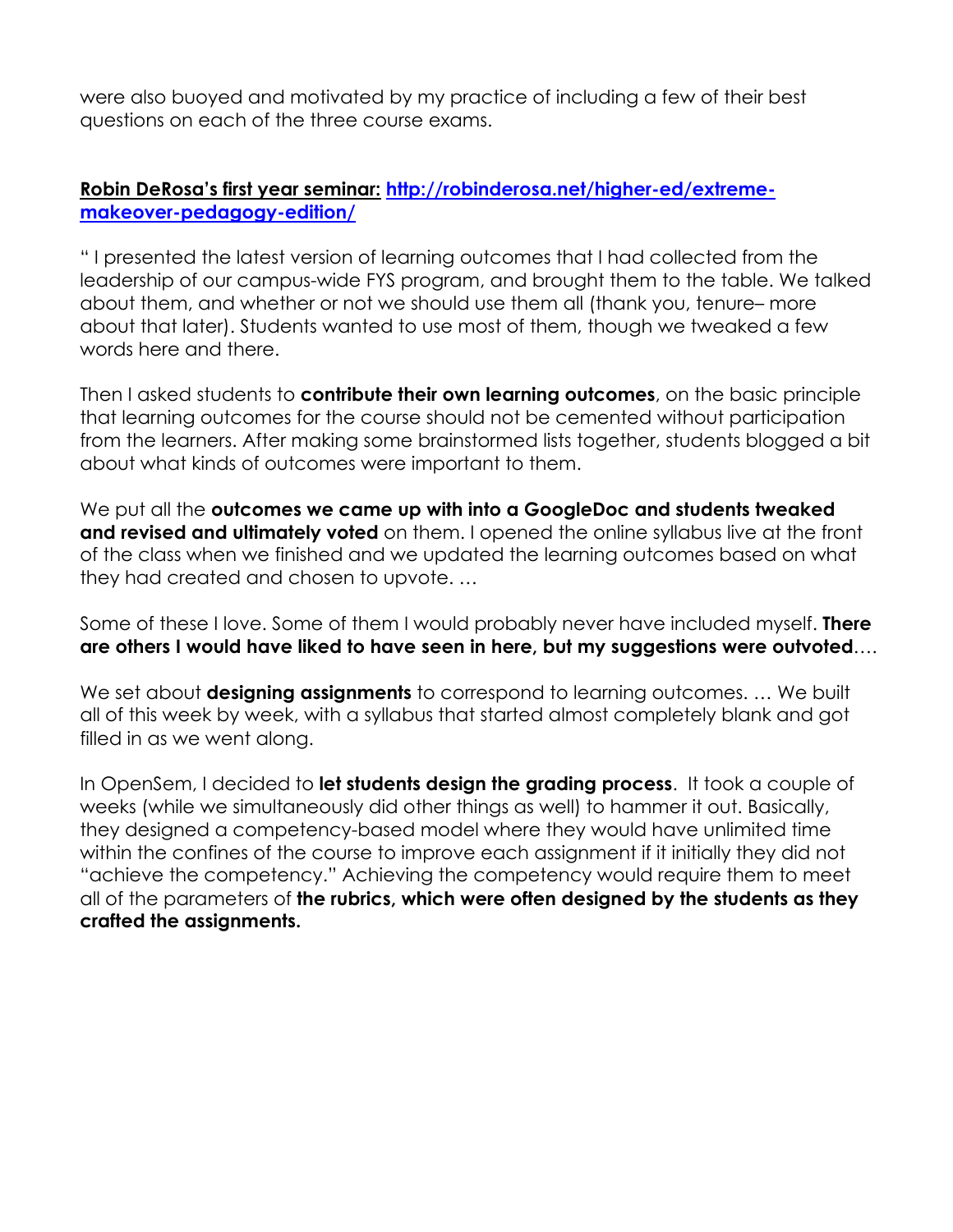were also buoyed and motivated by my practice of including a few of their best questions on each of the three course exams.

**Robin DeRosa's first year seminar: [http://robinderosa.net/higher-ed/extreme-makeover-pedagogy-edition/](http://robinderosa.net/higher-ed/extreme-makeover-pedagogy-edition/)**

" I presented the latest version of learning outcomes that I had collected from the leadership of our campus-wide FYS program, and brought them to the table. We talked about them, and whether or not we should use them all (thank you, tenure– more about that later). Students wanted to use most of them, though we tweaked a few words here and there.

Then I asked students to **contribute their own learning outcomes**, on the basic principle that learning outcomes for the course should not be cemented without participation from the learners. After making some brainstormed lists together, students blogged a bit about what kinds of outcomes were important to them.

We put all the **outcomes we came up with into a GoogleDoc and students tweaked and revised and ultimately voted** on them. I opened the online syllabus live at the front of the class when we finished and we updated the learning outcomes based on what they had created and chosen to upvote. …

Some of these I love. Some of them I would probably never have included myself. **There are others I would have liked to have seen in here, but my suggestions were outvoted**….

We set about **designing assignments** to correspond to learning outcomes. … We built all of this week by week, with a syllabus that started almost completely blank and got filled in as we went along.

In OpenSem, I decided to **let students design the grading process**. It took a couple of weeks (while we simultaneously did other things as well) to hammer it out. Basically, they designed a competency-based model where they would have unlimited time within the confines of the course to improve each assignment if it initially they did not "achieve the competency." Achieving the competency would require them to meet all of the parameters of **the rubrics, which were often designed by the students as they crafted the assignments.**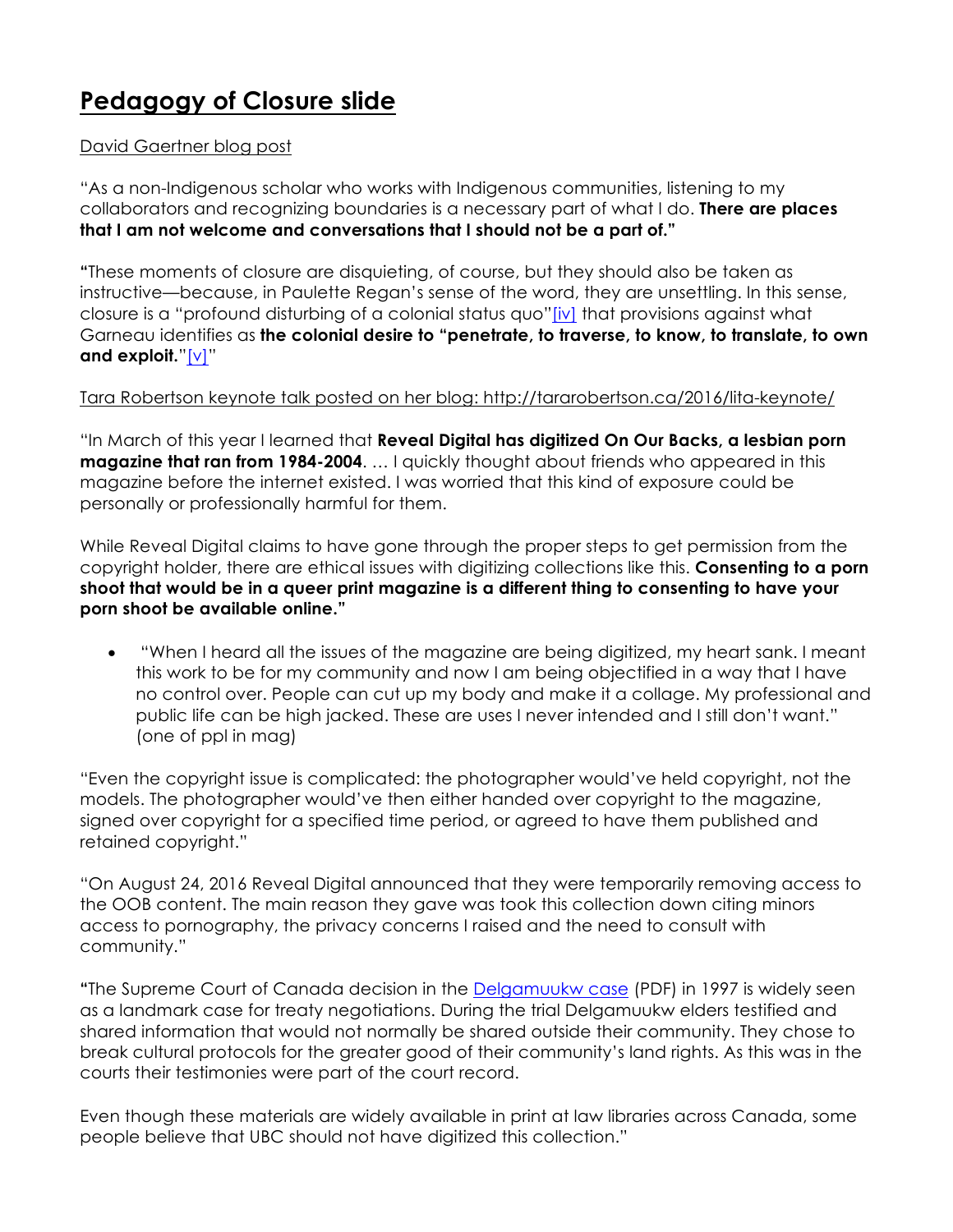# Pedagogy of Closure slide

David Gaertner blog post

"As a non-Indigenous scholar who works with Indigenous communities, listening to my collaborators and recognizing boundaries is a necessary part of what I do. **There are places that I am not welcome and conversations that I should not be a part of."**

**"**These moments of closure are disquieting, of course, but they should also be taken as instructive—because, in Paulette Regan's sense of the word, they are unsettling. In this sense, closure is a "profound disturbing of a colonial status quo"[iv] that provisions against what Garneau identifies as **the colonial desire to "penetrate, to traverse, to know, to translate, to own and exploit.**"[v]"

Tara Robertson keynote talk posted on her blog: http://tararobertson.ca/2016/lita-keynote/

"In March of this year I learned that **Reveal Digital has digitized On Our Backs, a lesbian porn magazine that ran from 1984-2004**. … I quickly thought about friends who appeared in this magazine before the internet existed. I was worried that this kind of exposure could be personally or professionally harmful for them.

While Reveal Digital claims to have gone through the proper steps to get permission from the copyright holder, there are ethical issues with digitizing collections like this. **Consenting to a porn shoot that would be in a queer print magazine is a different thing to consenting to have your porn shoot be available online."**

- "When I heard all the issues of the magazine are being digitized, my heart sank. I meant this work to be for my community and now I am being objectified in a way that I have no control over. People can cut up my body and make it a collage. My professional and public life can be high jacked. These are uses I never intended and I still don't want." (one of ppl in mag)

"Even the copyright issue is complicated: the photographer would've held copyright, not the models. The photographer would've then either handed over copyright to the magazine, signed over copyright for a specified time period, or agreed to have them published and retained copyright."

"On August 24, 2016 Reveal Digital announced that they were temporarily removing access to the OOB content. The main reason they gave was took this collection down citing minors access to pornography, the privacy concerns I raised and the need to consult with community."

**"**The Supreme Court of Canada decision in the Delgamuukw case (PDF) in 1997 is widely seen as a landmark case for treaty negotiations. During the trial Delgamuukw elders testified and shared information that would not normally be shared outside their community. They chose to break cultural protocols for the greater good of their community's land rights. As this was in the courts their testimonies were part of the court record.

Even though these materials are widely available in print at law libraries across Canada, some people believe that UBC should not have digitized this collection."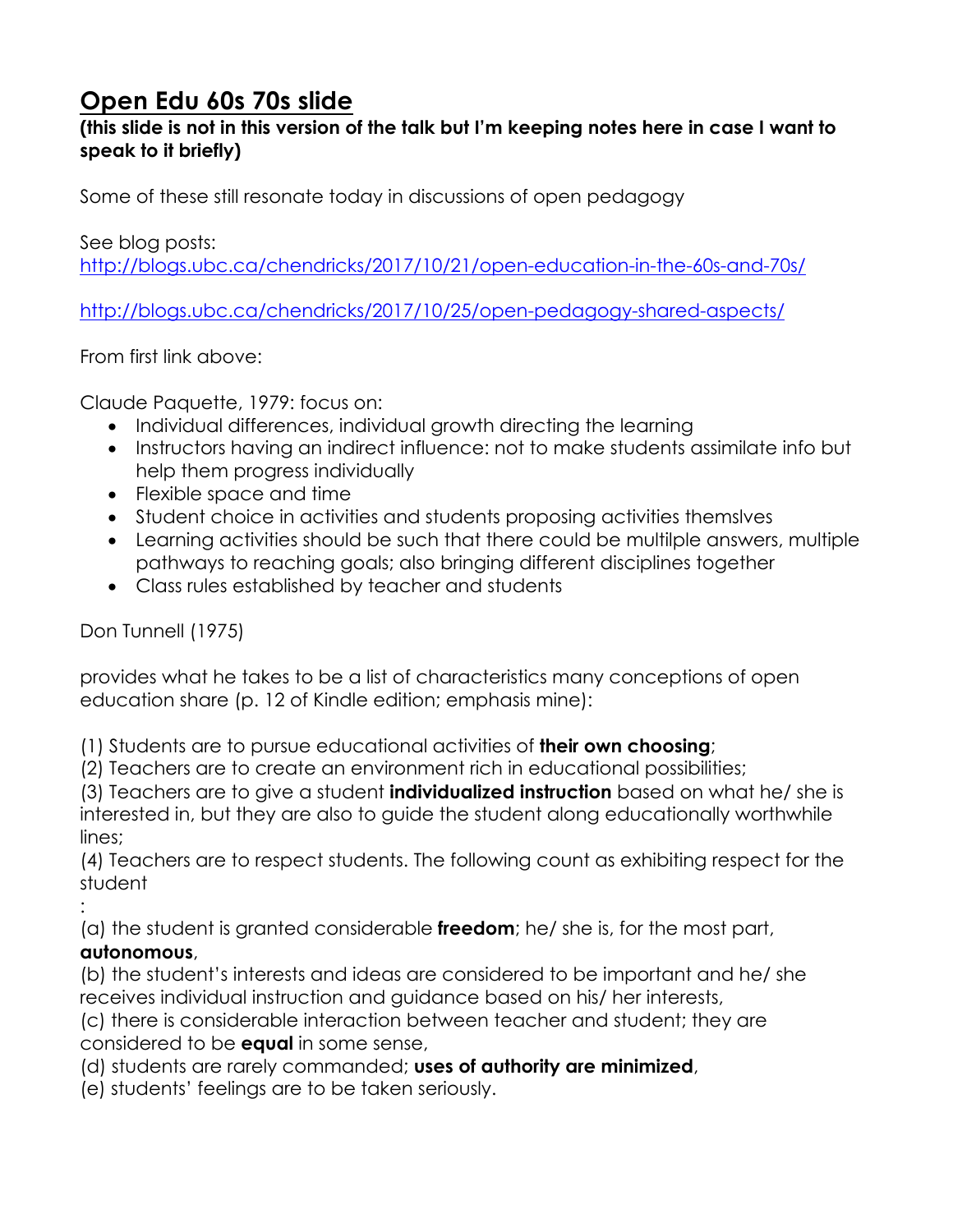# Open Edu 60s 70s slide

**(this slide is not in this version of the talk but I'm keeping notes here in case I want to speak to it briefly)**

Some of these still resonate today in discussions of open pedagogy

See blog posts:
http://blogs.ubc.ca/chendricks/2017/10/21/open-education-in-the-60s-and-70s/

http://blogs.ubc.ca/chendricks/2017/10/25/open-pedagogy-shared-aspects/

From first link above:

Claude Paquette, 1979: focus on:

- Individual differences, individual growth directing the learning
- Instructors having an indirect influence: not to make students assimilate info but help them progress individually
- Flexible space and time
- Student choice in activities and students proposing activities themslves
- Learning activities should be such that there could be multilple answers, multiple pathways to reaching goals; also bringing different disciplines together
- Class rules established by teacher and students

Don Tunnell (1975)

provides what he takes to be a list of characteristics many conceptions of open education share (p. 12 of Kindle edition; emphasis mine):

(1) Students are to pursue educational activities of **their own choosing**;
(2) Teachers are to create an environment rich in educational possibilities;
(3) Teachers are to give a student **individualized instruction** based on what he/ she is interested in, but they are also to guide the student along educationally worthwhile lines;
(4) Teachers are to respect students. The following count as exhibiting respect for the student
:
(a) the student is granted considerable **freedom**; he/ she is, for the most part, **autonomous**,
(b) the student's interests and ideas are considered to be important and he/ she receives individual instruction and guidance based on his/ her interests,
(c) there is considerable interaction between teacher and student; they are considered to be **equal** in some sense,
(d) students are rarely commanded; **uses of authority are minimized**,
(e) students' feelings are to be taken seriously.